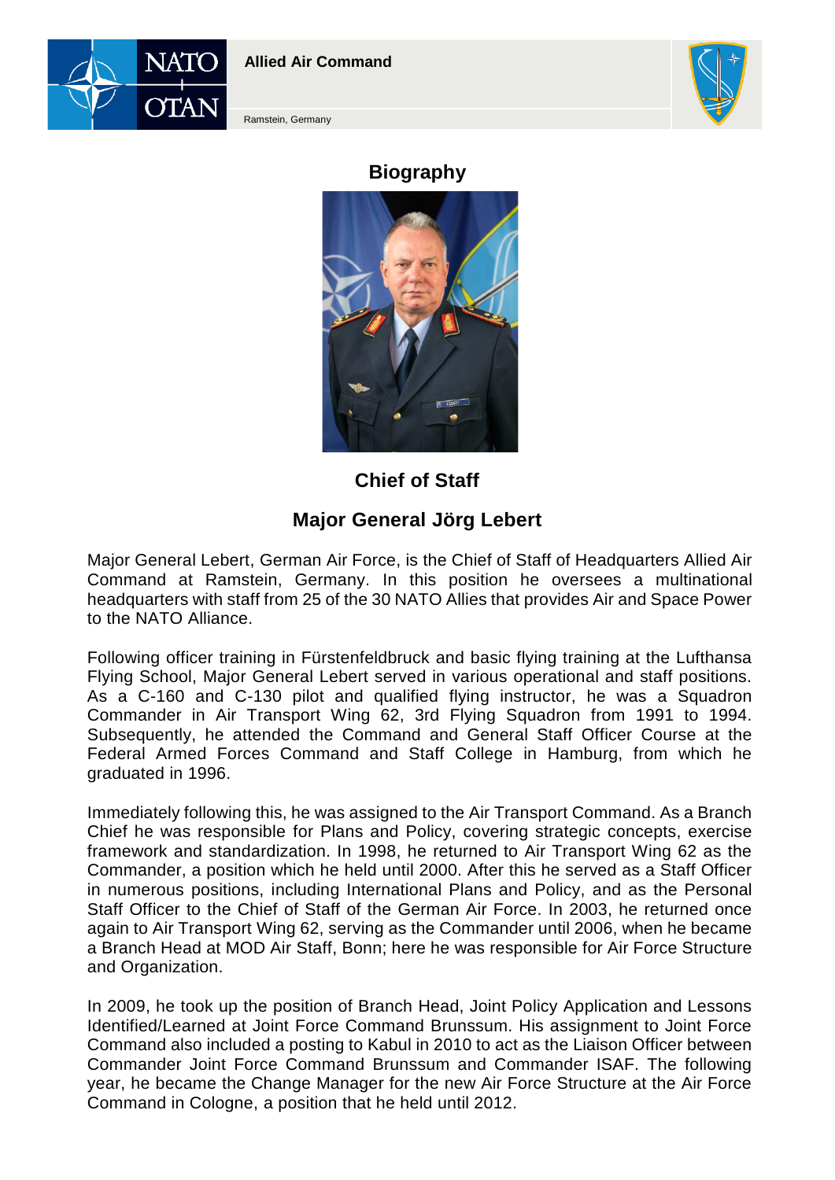**Allied Air Command**

Ramstein, Germany

# Biography

## Chief of Staff

## Major General Jörg Lebert

Major General Lebert, German Air Force, is the Chief of Staff of Headquarters Allied Air Command at Ramstein, Germany. In this position he oversees a multinational headquarters with staff from 25 of the 30 NATO Allies that provides Air and Space Power to the NATO Alliance.

Following officer training in Fürstenfeldbruck and basic flying training at the Lufthansa Flying School, Major General Lebert served in various operational and staff positions. As a C-160 and C-130 pilot and qualified flying instructor, he was a Squadron Commander in Air Transport Wing 62, 3rd Flying Squadron from 1991 to 1994. Subsequently, he attended the Command and General Staff Officer Course at the Federal Armed Forces Command and Staff College in Hamburg, from which he graduated in 1996.

Immediately following this, he was assigned to the Air Transport Command. As a Branch Chief he was responsible for Plans and Policy, covering strategic concepts, exercise framework and standardization. In 1998, he returned to Air Transport Wing 62 as the Commander, a position which he held until 2000. After this he served as a Staff Officer in numerous positions, including International Plans and Policy, and as the Personal Staff Officer to the Chief of Staff of the German Air Force. In 2003, he returned once again to Air Transport Wing 62, serving as the Commander until 2006, when he became a Branch Head at MOD Air Staff, Bonn; here he was responsible for Air Force Structure and Organization.

In 2009, he took up the position of Branch Head, Joint Policy Application and Lessons Identified/Learned at Joint Force Command Brunssum. His assignment to Joint Force Command also included a posting to Kabul in 2010 to act as the Liaison Officer between Commander Joint Force Command Brunssum and Commander ISAF. The following year, he became the Change Manager for the new Air Force Structure at the Air Force Command in Cologne, a position that he held until 2012.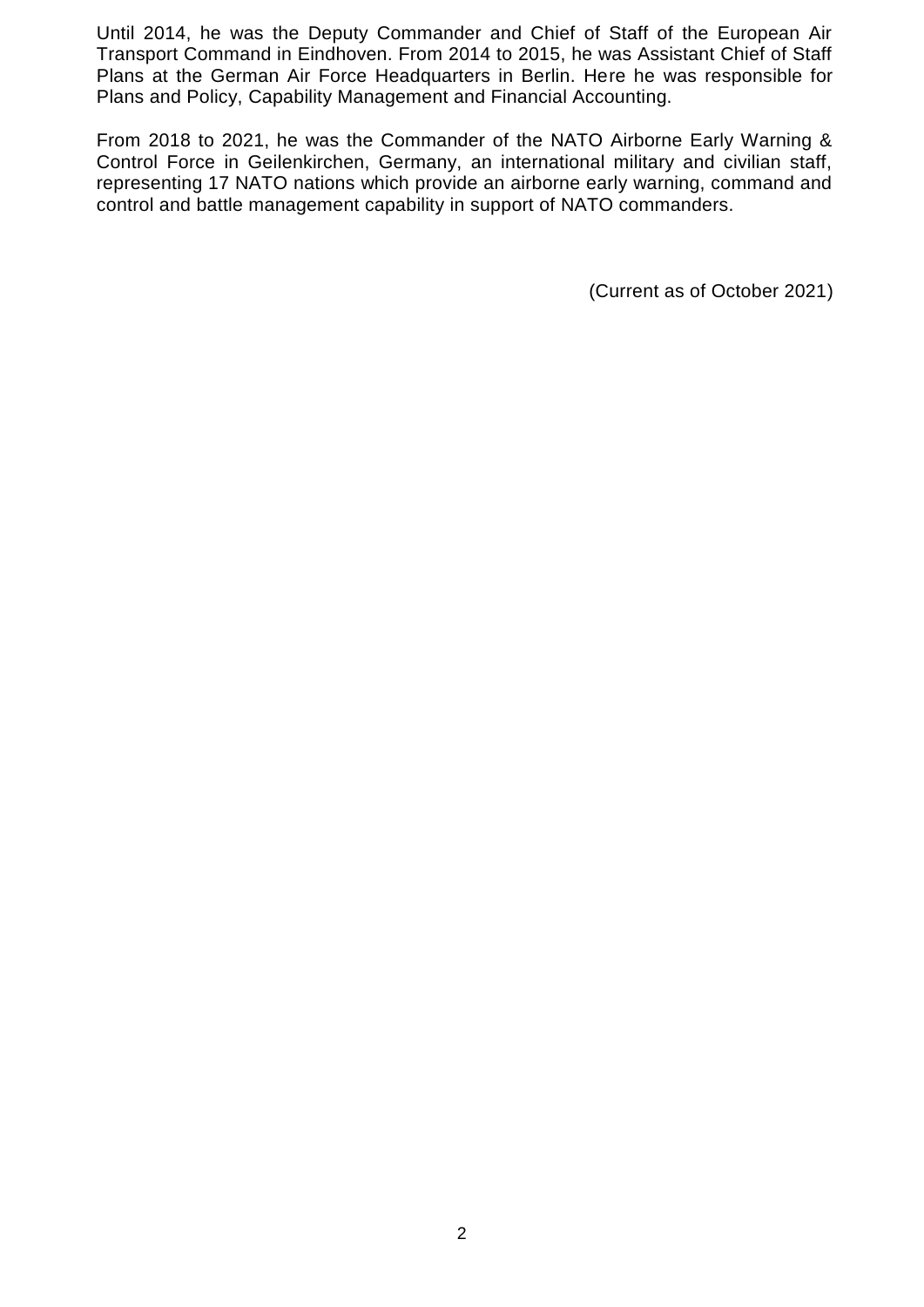Until 2014, he was the Deputy Commander and Chief of Staff of the European Air Transport Command in Eindhoven. From 2014 to 2015, he was Assistant Chief of Staff Plans at the German Air Force Headquarters in Berlin. Here he was responsible for Plans and Policy, Capability Management and Financial Accounting.

From 2018 to 2021, he was the Commander of the NATO Airborne Early Warning & Control Force in Geilenkirchen, Germany, an international military and civilian staff, representing 17 NATO nations which provide an airborne early warning, command and control and battle management capability in support of NATO commanders.

(Current as of October 2021)